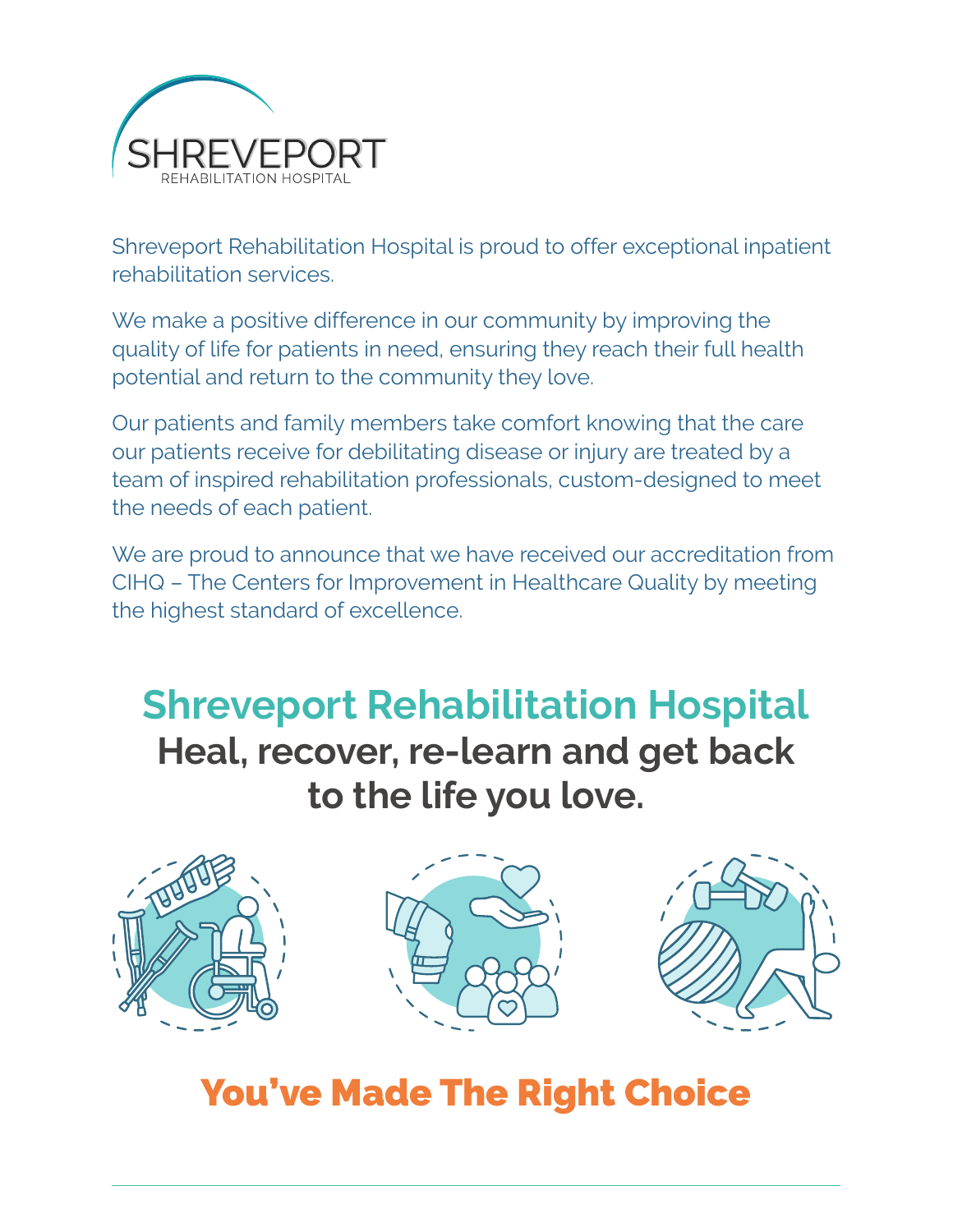SHREVEPORT
REHABILITATION HOSPITAL

Shreveport Rehabilitation Hospital is proud to offer exceptional inpatient rehabilitation services.

We make a positive difference in our community by improving the quality of life for patients in need, ensuring they reach their full health potential and return to the community they love.

Our patients and family members take comfort knowing that the care our patients receive for debilitating disease or injury are treated by a team of inspired rehabilitation professionals, custom-designed to meet the needs of each patient.

We are proud to announce that we have received our accreditation from CIHQ – The Centers for Improvement in Healthcare Quality by meeting the highest standard of excellence.

# Shreveport Rehabilitation Hospital

## Heal, recover, re-learn and get back to the life you love.

## You've Made The Right Choice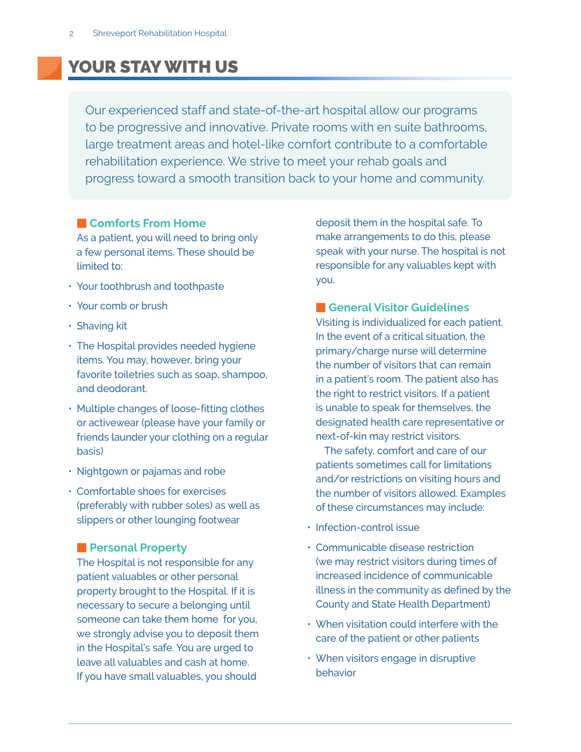# YOUR STAY WITH US

Our experienced staff and state-of-the-art hospital allow our programs to be progressive and innovative. Private rooms with en suite bathrooms, large treatment areas and hotel-like comfort contribute to a comfortable rehabilitation experience. We strive to meet your rehab goals and progress toward a smooth transition back to your home and community.

## Comforts From Home

As a patient, you will need to bring only a few personal items. These should be limited to:

- Your toothbrush and toothpaste
- Your comb or brush
- Shaving kit
- The Hospital provides needed hygiene items. You may, however, bring your favorite toiletries such as soap, shampoo, and deodorant.
- Multiple changes of loose-fitting clothes or activewear (please have your family or friends launder your clothing on a regular basis)
- Nightgown or pajamas and robe
- Comfortable shoes for exercises (preferably with rubber soles) as well as slippers or other lounging footwear

## Personal Property

The Hospital is not responsible for any patient valuables or other personal property brought to the Hospital. If it is necessary to secure a belonging until someone can take them home for you, we strongly advise you to deposit them in the Hospital's safe. You are urged to leave all valuables and cash at home. If you have small valuables, you should deposit them in the hospital safe. To make arrangements to do this, please speak with your nurse. The hospital is not responsible for any valuables kept with you.

## General Visitor Guidelines

Visiting is individualized for each patient. In the event of a critical situation, the primary/charge nurse will determine the number of visitors that can remain in a patient's room. The patient also has the right to restrict visitors. If a patient is unable to speak for themselves, the designated health care representative or next-of-kin may restrict visitors.

The safety, comfort and care of our patients sometimes call for limitations and/or restrictions on visiting hours and the number of visitors allowed. Examples of these circumstances may include:

- Infection-control issue
- Communicable disease restriction (we may restrict visitors during times of increased incidence of communicable illness in the community as defined by the County and State Health Department)
- When visitation could interfere with the care of the patient or other patients
- When visitors engage in disruptive behavior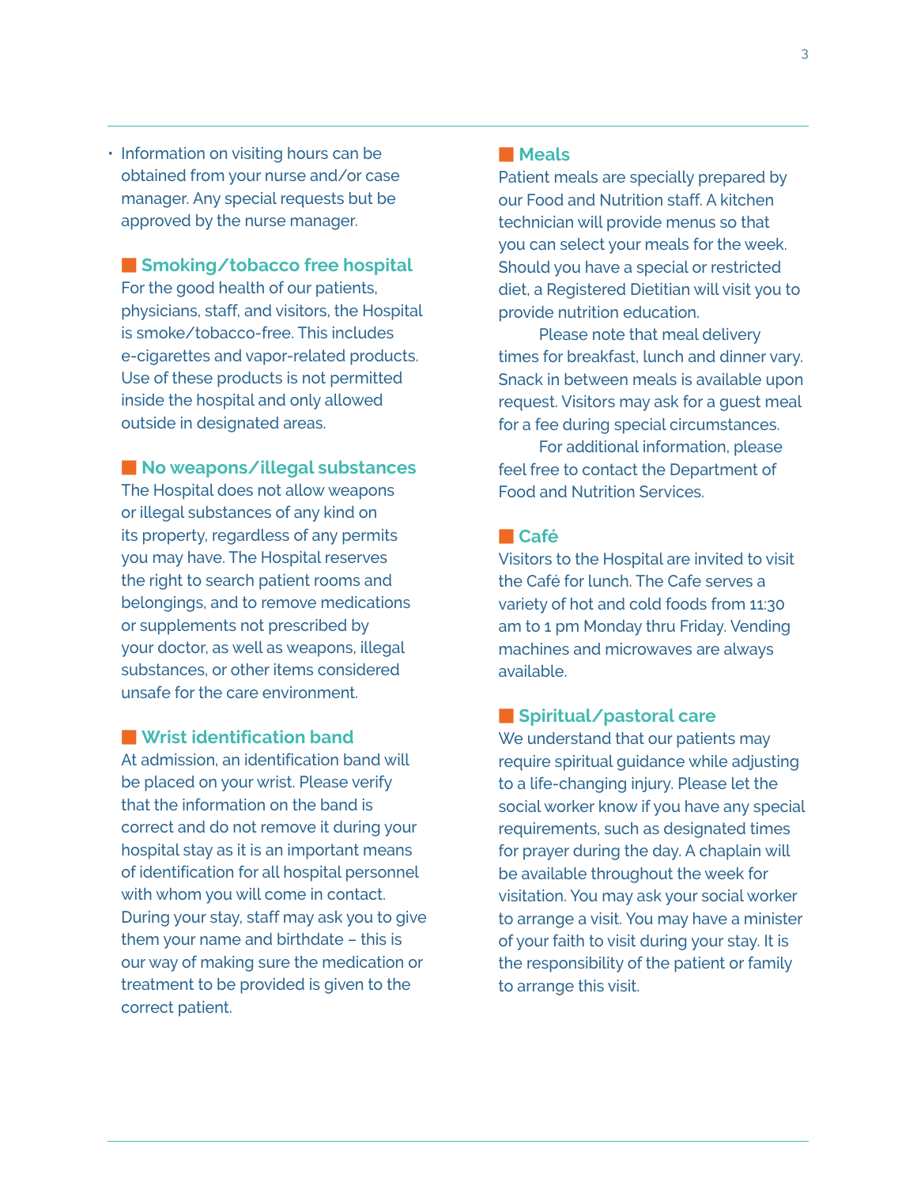- Information on visiting hours can be obtained from your nurse and/or case manager. Any special requests but be approved by the nurse manager.

## Smoking/tobacco free hospital

For the good health of our patients, physicians, staff, and visitors, the Hospital is smoke/tobacco-free. This includes e-cigarettes and vapor-related products. Use of these products is not permitted inside the hospital and only allowed outside in designated areas.

## No weapons/illegal substances

The Hospital does not allow weapons or illegal substances of any kind on its property, regardless of any permits you may have. The Hospital reserves the right to search patient rooms and belongings, and to remove medications or supplements not prescribed by your doctor, as well as weapons, illegal substances, or other items considered unsafe for the care environment.

## Wrist identification band

At admission, an identification band will be placed on your wrist. Please verify that the information on the band is correct and do not remove it during your hospital stay as it is an important means of identification for all hospital personnel with whom you will come in contact. During your stay, staff may ask you to give them your name and birthdate – this is our way of making sure the medication or treatment to be provided is given to the correct patient.

## Meals

Patient meals are specially prepared by our Food and Nutrition staff. A kitchen technician will provide menus so that you can select your meals for the week. Should you have a special or restricted diet, a Registered Dietitian will visit you to provide nutrition education.

Please note that meal delivery times for breakfast, lunch and dinner vary. Snack in between meals is available upon request. Visitors may ask for a guest meal for a fee during special circumstances.

For additional information, please feel free to contact the Department of Food and Nutrition Services.

## Café

Visitors to the Hospital are invited to visit the Café for lunch. The Cafe serves a variety of hot and cold foods from 11:30 am to 1 pm Monday thru Friday. Vending machines and microwaves are always available.

## Spiritual/pastoral care

We understand that our patients may require spiritual guidance while adjusting to a life-changing injury. Please let the social worker know if you have any special requirements, such as designated times for prayer during the day. A chaplain will be available throughout the week for visitation. You may ask your social worker to arrange a visit. You may have a minister of your faith to visit during your stay. It is the responsibility of the patient or family to arrange this visit.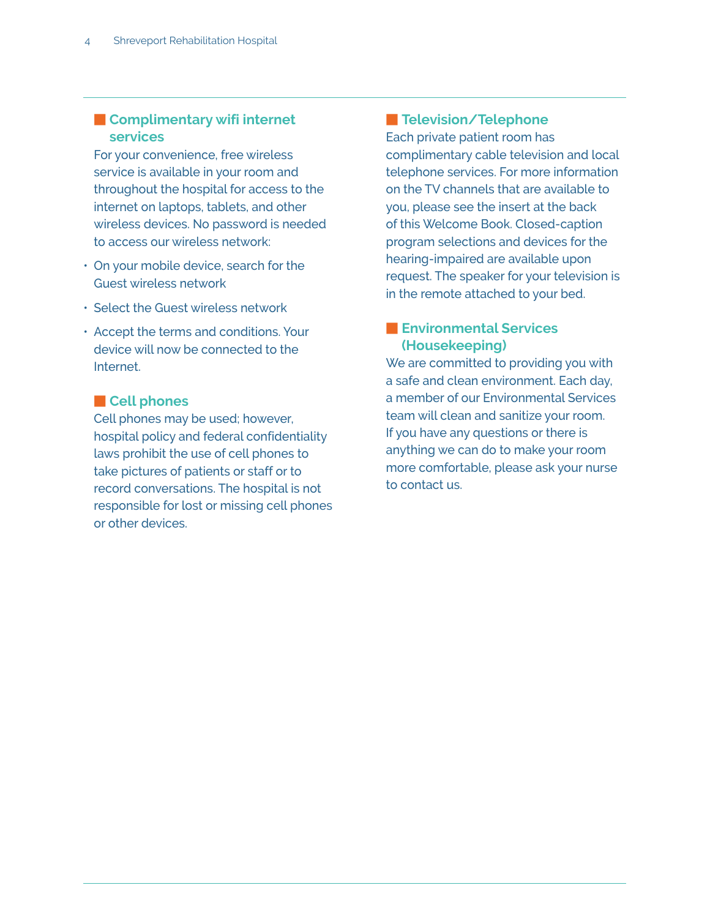## Complimentary wifi internet services

For your convenience, free wireless service is available in your room and throughout the hospital for access to the internet on laptops, tablets, and other wireless devices. No password is needed to access our wireless network:

- On your mobile device, search for the Guest wireless network
- Select the Guest wireless network
- Accept the terms and conditions. Your device will now be connected to the Internet.

## Cell phones

Cell phones may be used; however, hospital policy and federal confidentiality laws prohibit the use of cell phones to take pictures of patients or staff or to record conversations. The hospital is not responsible for lost or missing cell phones or other devices.

## Television/Telephone

Each private patient room has complimentary cable television and local telephone services. For more information on the TV channels that are available to you, please see the insert at the back of this Welcome Book. Closed-caption program selections and devices for the hearing-impaired are available upon request. The speaker for your television is in the remote attached to your bed.

## Environmental Services (Housekeeping)

We are committed to providing you with a safe and clean environment. Each day, a member of our Environmental Services team will clean and sanitize your room. If you have any questions or there is anything we can do to make your room more comfortable, please ask your nurse to contact us.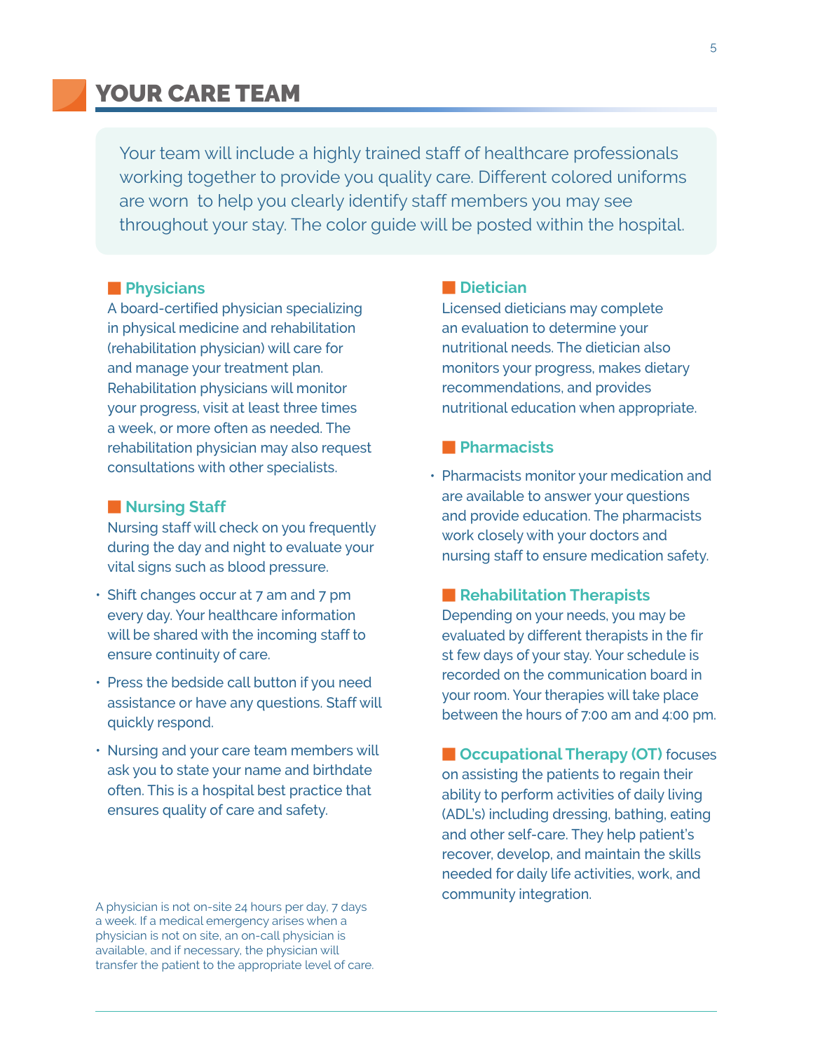# YOUR CARE TEAM

Your team will include a highly trained staff of healthcare professionals working together to provide you quality care. Different colored uniforms are worn to help you clearly identify staff members you may see throughout your stay. The color guide will be posted within the hospital.

## Physicians

A board-certified physician specializing in physical medicine and rehabilitation (rehabilitation physician) will care for and manage your treatment plan. Rehabilitation physicians will monitor your progress, visit at least three times a week, or more often as needed. The rehabilitation physician may also request consultations with other specialists.

## Nursing Staff

Nursing staff will check on you frequently during the day and night to evaluate your vital signs such as blood pressure.

- Shift changes occur at 7 am and 7 pm every day. Your healthcare information will be shared with the incoming staff to ensure continuity of care.
- Press the bedside call button if you need assistance or have any questions. Staff will quickly respond.
- Nursing and your care team members will ask you to state your name and birthdate often. This is a hospital best practice that ensures quality of care and safety.

A physician is not on-site 24 hours per day, 7 days a week. If a medical emergency arises when a physician is not on site, an on-call physician is available, and if necessary, the physician will transfer the patient to the appropriate level of care.

## Dietician

Licensed dieticians may complete an evaluation to determine your nutritional needs. The dietician also monitors your progress, makes dietary recommendations, and provides nutritional education when appropriate.

## Pharmacists

- Pharmacists monitor your medication and are available to answer your questions and provide education. The pharmacists work closely with your doctors and nursing staff to ensure medication safety.

## Rehabilitation Therapists

Depending on your needs, you may be evaluated by different therapists in the first few days of your stay. Your schedule is recorded on the communication board in your room. Your therapies will take place between the hours of 7:00 am and 4:00 pm.

**Occupational Therapy (OT)** focuses on assisting the patients to regain their ability to perform activities of daily living (ADL's) including dressing, bathing, eating and other self-care. They help patient's recover, develop, and maintain the skills needed for daily life activities, work, and community integration.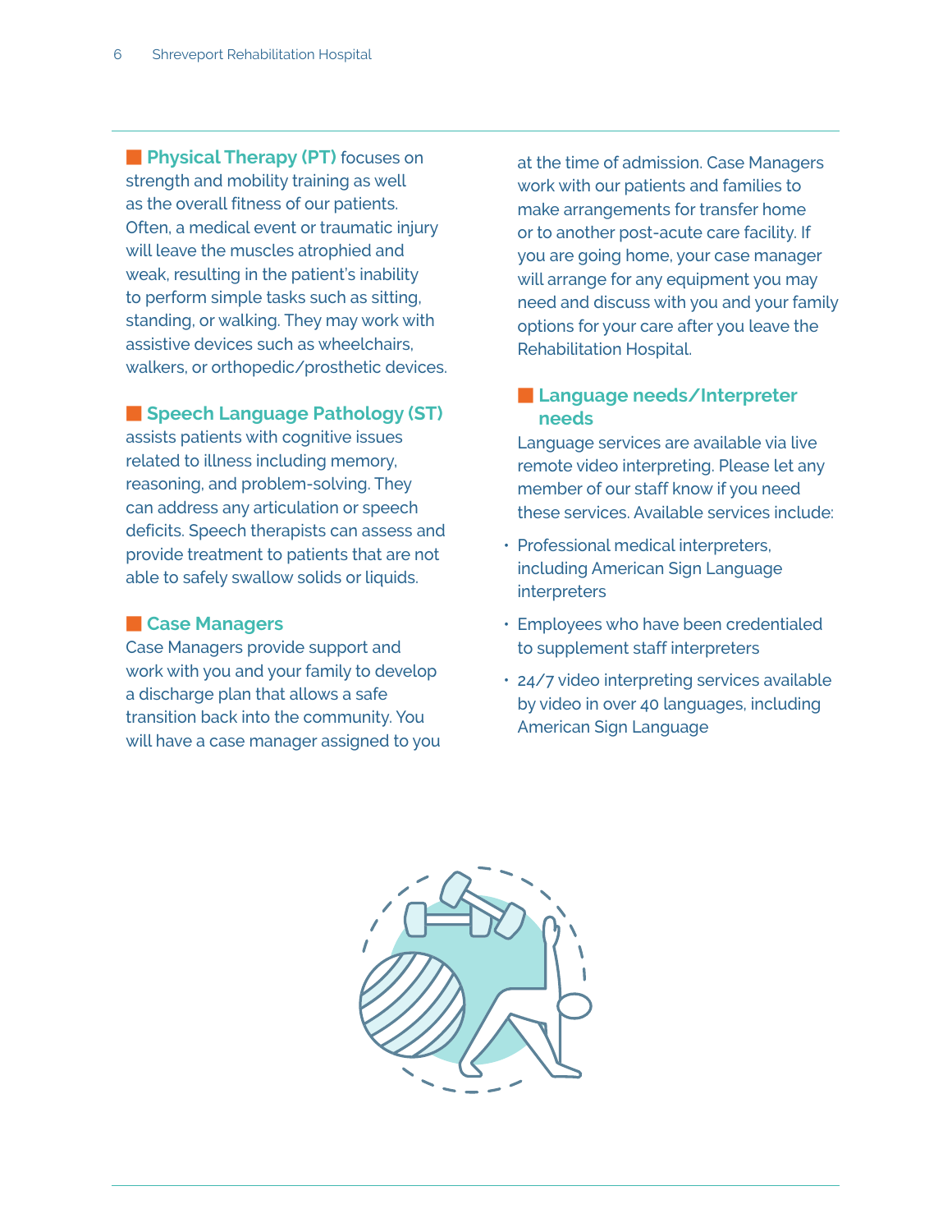**Physical Therapy (PT)** focuses on strength and mobility training as well as the overall fitness of our patients. Often, a medical event or traumatic injury will leave the muscles atrophied and weak, resulting in the patient's inability to perform simple tasks such as sitting, standing, or walking. They may work with assistive devices such as wheelchairs, walkers, or orthopedic/prosthetic devices.

**Speech Language Pathology (ST)** assists patients with cognitive issues related to illness including memory, reasoning, and problem-solving. They can address any articulation or speech deficits. Speech therapists can assess and provide treatment to patients that are not able to safely swallow solids or liquids.

### Case Managers

Case Managers provide support and work with you and your family to develop a discharge plan that allows a safe transition back into the community. You will have a case manager assigned to you at the time of admission. Case Managers work with our patients and families to make arrangements for transfer home or to another post-acute care facility. If you are going home, your case manager will arrange for any equipment you may need and discuss with you and your family options for your care after you leave the Rehabilitation Hospital.

### Language needs/Interpreter needs

Language services are available via live remote video interpreting. Please let any member of our staff know if you need these services. Available services include:

- Professional medical interpreters, including American Sign Language interpreters
- Employees who have been credentialed to supplement staff interpreters
- 24/7 video interpreting services available by video in over 40 languages, including American Sign Language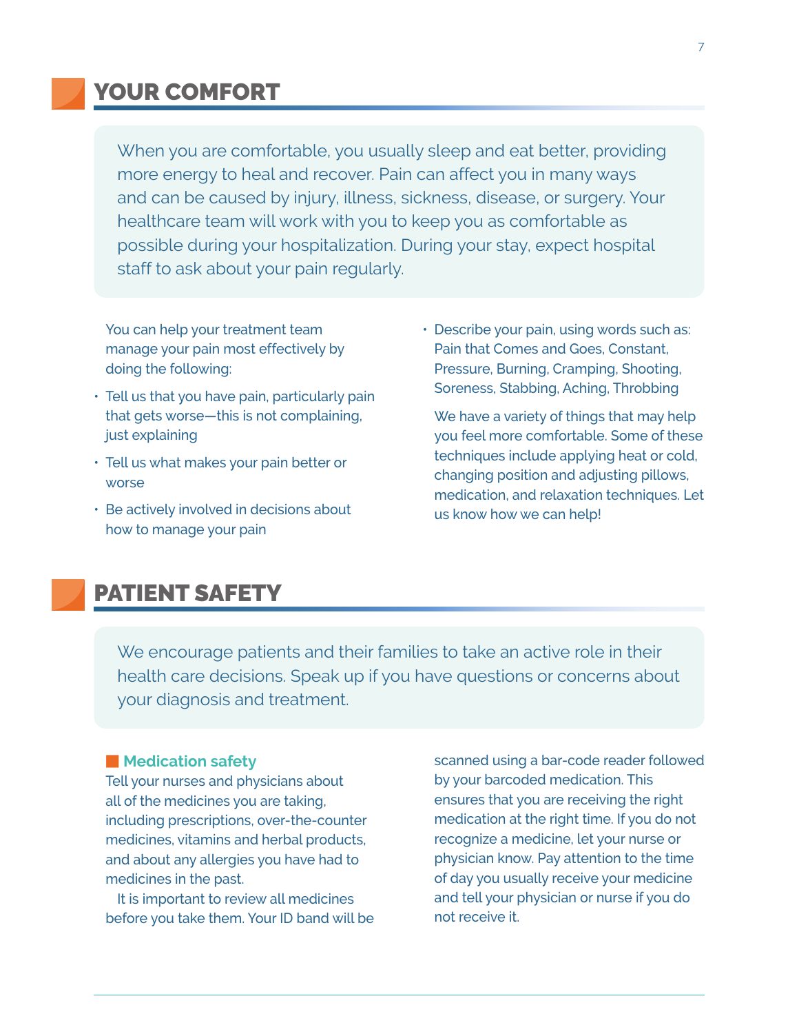## YOUR COMFORT

When you are comfortable, you usually sleep and eat better, providing more energy to heal and recover. Pain can affect you in many ways and can be caused by injury, illness, sickness, disease, or surgery. Your healthcare team will work with you to keep you as comfortable as possible during your hospitalization. During your stay, expect hospital staff to ask about your pain regularly.

You can help your treatment team manage your pain most effectively by doing the following:

- Tell us that you have pain, particularly pain that gets worse—this is not complaining, just explaining
- Tell us what makes your pain better or worse
- Be actively involved in decisions about how to manage your pain
- Describe your pain, using words such as: Pain that Comes and Goes, Constant, Pressure, Burning, Cramping, Shooting, Soreness, Stabbing, Aching, Throbbing

We have a variety of things that may help you feel more comfortable. Some of these techniques include applying heat or cold, changing position and adjusting pillows, medication, and relaxation techniques. Let us know how we can help!

## PATIENT SAFETY

We encourage patients and their families to take an active role in their health care decisions. Speak up if you have questions or concerns about your diagnosis and treatment.

### Medication safety

Tell your nurses and physicians about all of the medicines you are taking, including prescriptions, over-the-counter medicines, vitamins and herbal products, and about any allergies you have had to medicines in the past.

It is important to review all medicines before you take them. Your ID band will be scanned using a bar-code reader followed by your barcoded medication. This ensures that you are receiving the right medication at the right time. If you do not recognize a medicine, let your nurse or physician know. Pay attention to the time of day you usually receive your medicine and tell your physician or nurse if you do not receive it.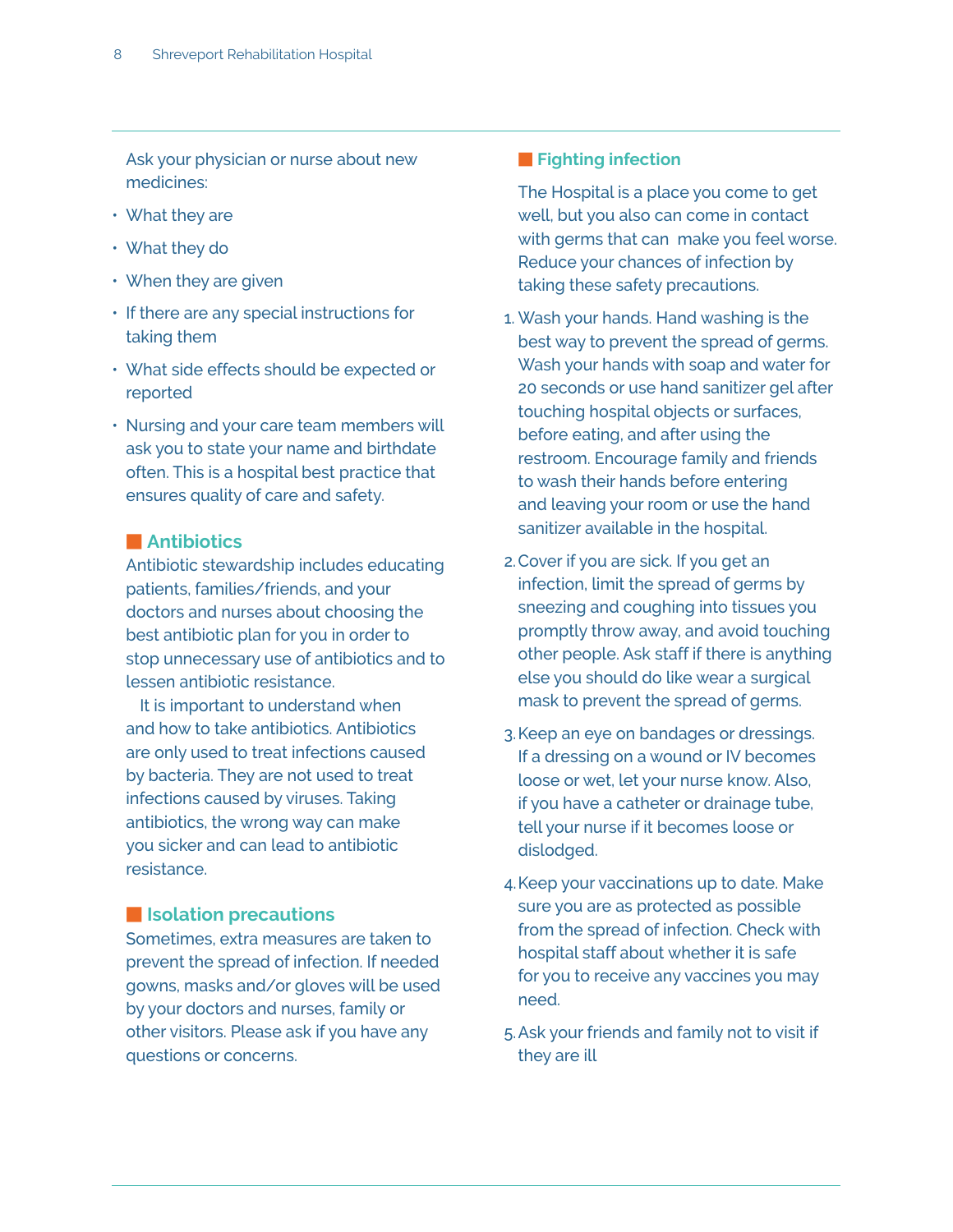Ask your physician or nurse about new medicines:

- What they are
- What they do
- When they are given
- If there are any special instructions for taking them
- What side effects should be expected or reported
- Nursing and your care team members will ask you to state your name and birthdate often. This is a hospital best practice that ensures quality of care and safety.

## Antibiotics

Antibiotic stewardship includes educating patients, families/friends, and your doctors and nurses about choosing the best antibiotic plan for you in order to stop unnecessary use of antibiotics and to lessen antibiotic resistance.

It is important to understand when and how to take antibiotics. Antibiotics are only used to treat infections caused by bacteria. They are not used to treat infections caused by viruses. Taking antibiotics, the wrong way can make you sicker and can lead to antibiotic resistance.

## Isolation precautions

Sometimes, extra measures are taken to prevent the spread of infection. If needed gowns, masks and/or gloves will be used by your doctors and nurses, family or other visitors. Please ask if you have any questions or concerns.

## Fighting infection

The Hospital is a place you come to get well, but you also can come in contact with germs that can make you feel worse. Reduce your chances of infection by taking these safety precautions.

1. Wash your hands. Hand washing is the best way to prevent the spread of germs. Wash your hands with soap and water for 20 seconds or use hand sanitizer gel after touching hospital objects or surfaces, before eating, and after using the restroom. Encourage family and friends to wash their hands before entering and leaving your room or use the hand sanitizer available in the hospital.
2. Cover if you are sick. If you get an infection, limit the spread of germs by sneezing and coughing into tissues you promptly throw away, and avoid touching other people. Ask staff if there is anything else you should do like wear a surgical mask to prevent the spread of germs.
3. Keep an eye on bandages or dressings. If a dressing on a wound or IV becomes loose or wet, let your nurse know. Also, if you have a catheter or drainage tube, tell your nurse if it becomes loose or dislodged.
4. Keep your vaccinations up to date. Make sure you are as protected as possible from the spread of infection. Check with hospital staff about whether it is safe for you to receive any vaccines you may need.
5. Ask your friends and family not to visit if they are ill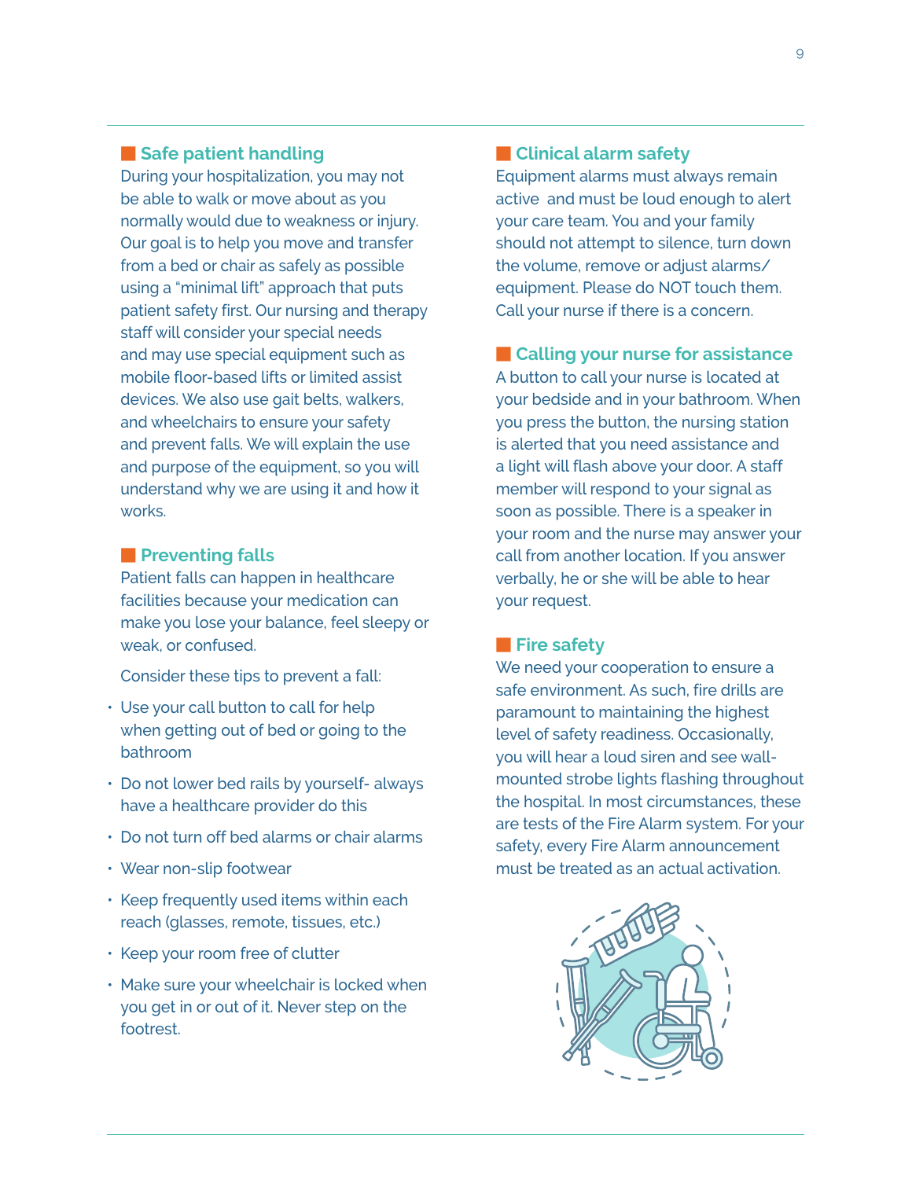## Safe patient handling

During your hospitalization, you may not be able to walk or move about as you normally would due to weakness or injury. Our goal is to help you move and transfer from a bed or chair as safely as possible using a "minimal lift" approach that puts patient safety first. Our nursing and therapy staff will consider your special needs and may use special equipment such as mobile floor-based lifts or limited assist devices. We also use gait belts, walkers, and wheelchairs to ensure your safety and prevent falls. We will explain the use and purpose of the equipment, so you will understand why we are using it and how it works.

## Preventing falls

Patient falls can happen in healthcare facilities because your medication can make you lose your balance, feel sleepy or weak, or confused.

Consider these tips to prevent a fall:

- Use your call button to call for help when getting out of bed or going to the bathroom
- Do not lower bed rails by yourself- always have a healthcare provider do this
- Do not turn off bed alarms or chair alarms
- Wear non-slip footwear
- Keep frequently used items within each reach (glasses, remote, tissues, etc.)
- Keep your room free of clutter
- Make sure your wheelchair is locked when you get in or out of it. Never step on the footrest.

## Clinical alarm safety

Equipment alarms must always remain active and must be loud enough to alert your care team. You and your family should not attempt to silence, turn down the volume, remove or adjust alarms/ equipment. Please do NOT touch them. Call your nurse if there is a concern.

## Calling your nurse for assistance

A button to call your nurse is located at your bedside and in your bathroom. When you press the button, the nursing station is alerted that you need assistance and a light will flash above your door. A staff member will respond to your signal as soon as possible. There is a speaker in your room and the nurse may answer your call from another location. If you answer verbally, he or she will be able to hear your request.

## Fire safety

We need your cooperation to ensure a safe environment. As such, fire drills are paramount to maintaining the highest level of safety readiness. Occasionally, you will hear a loud siren and see wall-mounted strobe lights flashing throughout the hospital. In most circumstances, these are tests of the Fire Alarm system. For your safety, every Fire Alarm announcement must be treated as an actual activation.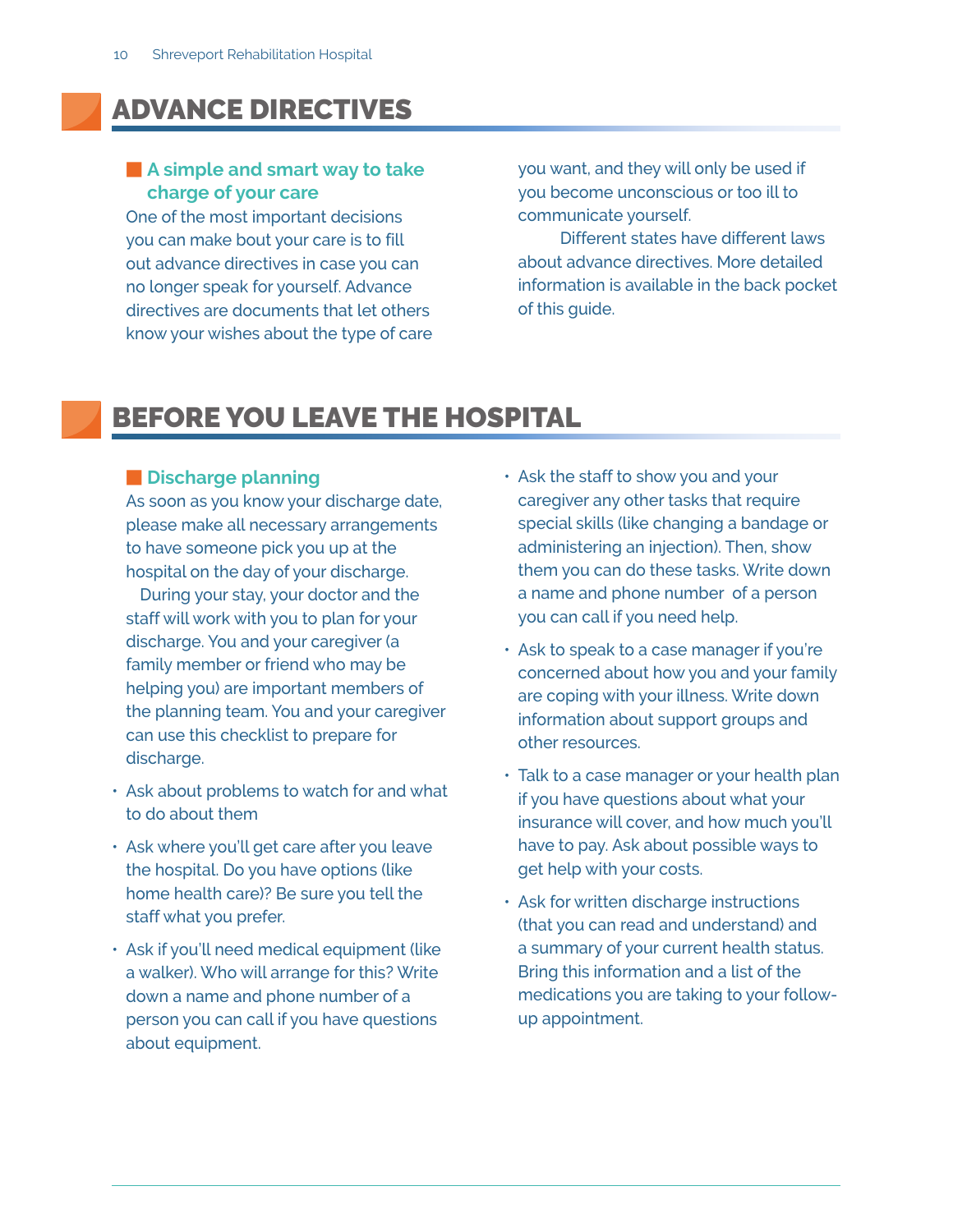# ADVANCE DIRECTIVES

### A simple and smart way to take charge of your care

One of the most important decisions you can make bout your care is to fill out advance directives in case you can no longer speak for yourself. Advance directives are documents that let others know your wishes about the type of care you want, and they will only be used if you become unconscious or too ill to communicate yourself.

Different states have different laws about advance directives. More detailed information is available in the back pocket of this guide.

# BEFORE YOU LEAVE THE HOSPITAL

### Discharge planning

As soon as you know your discharge date, please make all necessary arrangements to have someone pick you up at the hospital on the day of your discharge.

During your stay, your doctor and the staff will work with you to plan for your discharge. You and your caregiver (a family member or friend who may be helping you) are important members of the planning team. You and your caregiver can use this checklist to prepare for discharge.

- Ask about problems to watch for and what to do about them
- Ask where you'll get care after you leave the hospital. Do you have options (like home health care)? Be sure you tell the staff what you prefer.
- Ask if you'll need medical equipment (like a walker). Who will arrange for this? Write down a name and phone number of a person you can call if you have questions about equipment.
- Ask the staff to show you and your caregiver any other tasks that require special skills (like changing a bandage or administering an injection). Then, show them you can do these tasks. Write down a name and phone number of a person you can call if you need help.
- Ask to speak to a case manager if you're concerned about how you and your family are coping with your illness. Write down information about support groups and other resources.
- Talk to a case manager or your health plan if you have questions about what your insurance will cover, and how much you'll have to pay. Ask about possible ways to get help with your costs.
- Ask for written discharge instructions (that you can read and understand) and a summary of your current health status. Bring this information and a list of the medications you are taking to your follow-up appointment.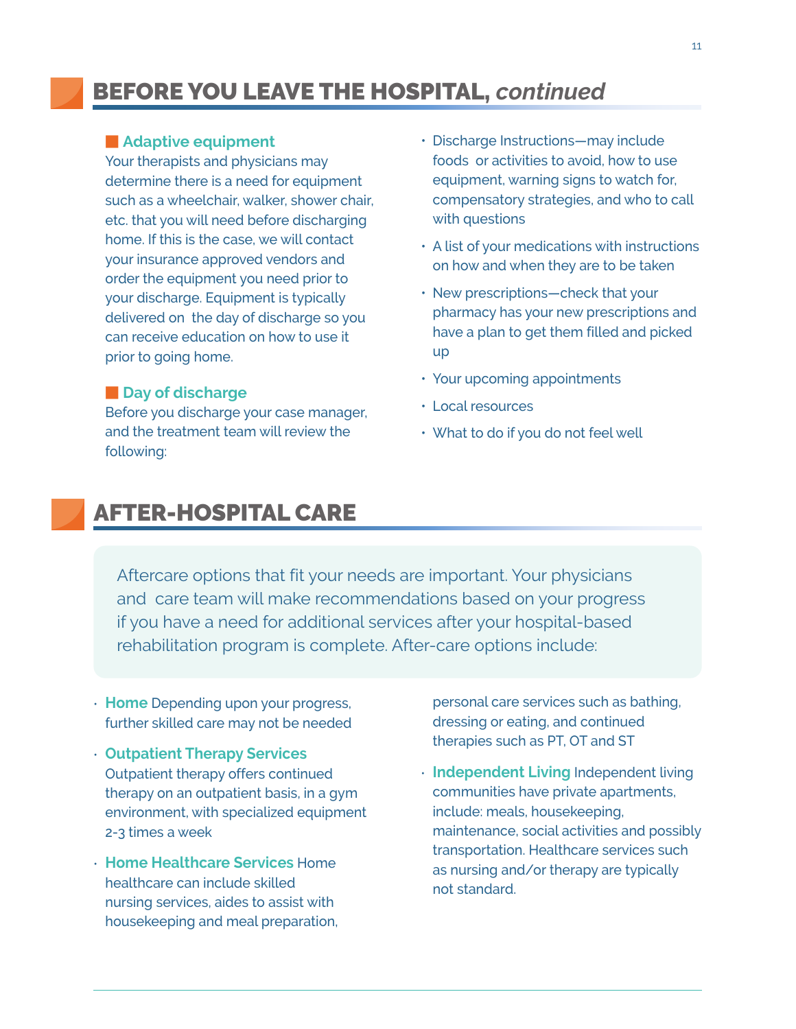# BEFORE YOU LEAVE THE HOSPITAL, *continued*

### Adaptive equipment

Your therapists and physicians may determine there is a need for equipment such as a wheelchair, walker, shower chair, etc. that you will need before discharging home. If this is the case, we will contact your insurance approved vendors and order the equipment you need prior to your discharge. Equipment is typically delivered on the day of discharge so you can receive education on how to use it prior to going home.

### Day of discharge

Before you discharge your case manager, and the treatment team will review the following:

- Discharge Instructions—may include foods or activities to avoid, how to use equipment, warning signs to watch for, compensatory strategies, and who to call with questions
- A list of your medications with instructions on how and when they are to be taken
- New prescriptions—check that your pharmacy has your new prescriptions and have a plan to get them filled and picked up
- Your upcoming appointments
- Local resources
- What to do if you do not feel well

# AFTER-HOSPITAL CARE

Aftercare options that fit your needs are important. Your physicians and care team will make recommendations based on your progress if you have a need for additional services after your hospital-based rehabilitation program is complete. After-care options include:

- **Home** Depending upon your progress, further skilled care may not be needed
- **Outpatient Therapy Services** Outpatient therapy offers continued therapy on an outpatient basis, in a gym environment, with specialized equipment 2-3 times a week
- **Home Healthcare Services** Home healthcare can include skilled nursing services, aides to assist with housekeeping and meal preparation, personal care services such as bathing, dressing or eating, and continued therapies such as PT, OT and ST
- **Independent Living** Independent living communities have private apartments, include: meals, housekeeping, maintenance, social activities and possibly transportation. Healthcare services such as nursing and/or therapy are typically not standard.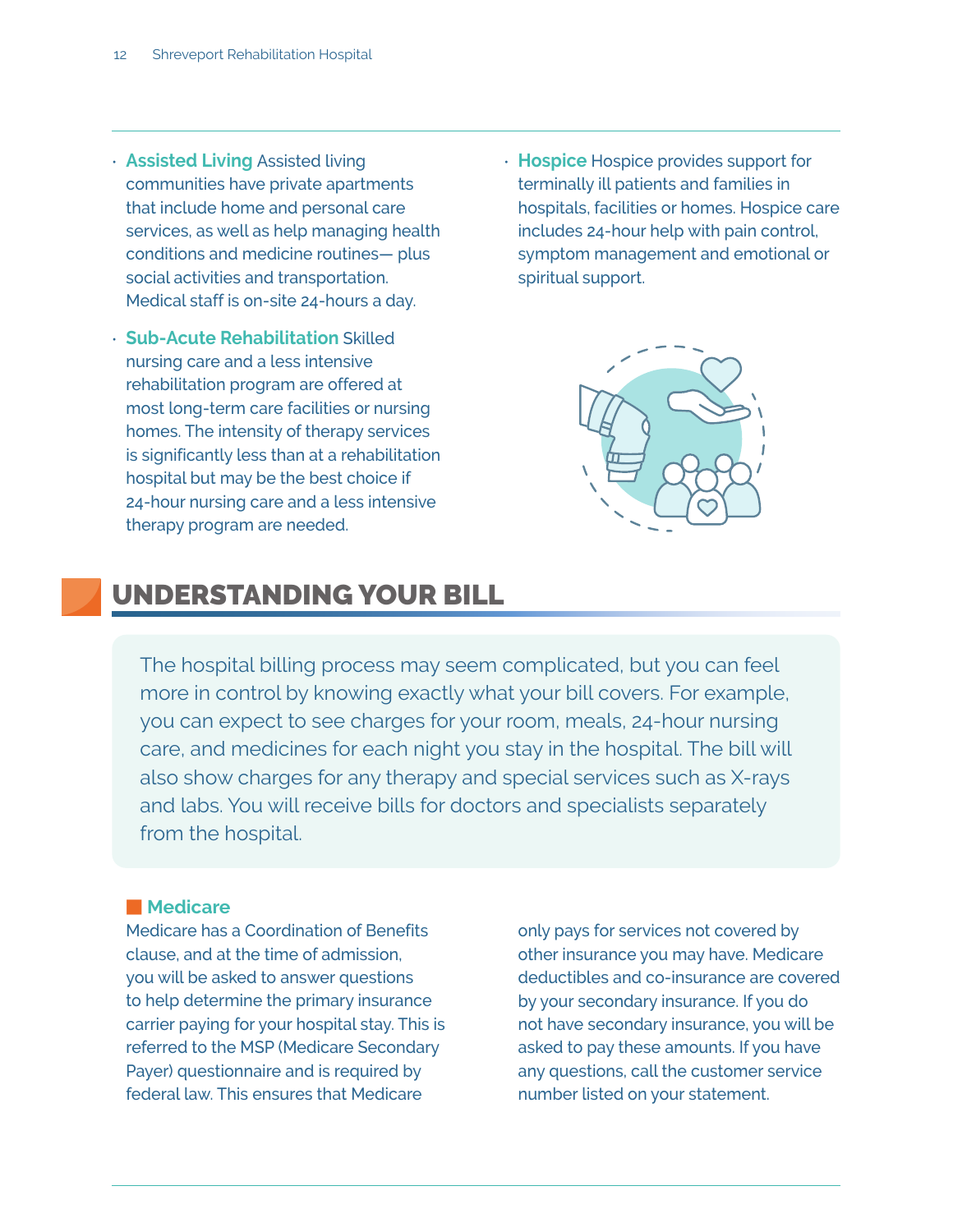- **Assisted Living** Assisted living communities have private apartments that include home and personal care services, as well as help managing health conditions and medicine routines— plus social activities and transportation. Medical staff is on-site 24-hours a day.
- **Sub-Acute Rehabilitation** Skilled nursing care and a less intensive rehabilitation program are offered at most long-term care facilities or nursing homes. The intensity of therapy services is significantly less than at a rehabilitation hospital but may be the best choice if 24-hour nursing care and a less intensive therapy program are needed.
- **Hospice** Hospice provides support for terminally ill patients and families in hospitals, facilities or homes. Hospice care includes 24-hour help with pain control, symptom management and emotional or spiritual support.

## UNDERSTANDING YOUR BILL

The hospital billing process may seem complicated, but you can feel more in control by knowing exactly what your bill covers. For example, you can expect to see charges for your room, meals, 24-hour nursing care, and medicines for each night you stay in the hospital. The bill will also show charges for any therapy and special services such as X-rays and labs. You will receive bills for doctors and specialists separately from the hospital.

### Medicare

Medicare has a Coordination of Benefits clause, and at the time of admission, you will be asked to answer questions to help determine the primary insurance carrier paying for your hospital stay. This is referred to the MSP (Medicare Secondary Payer) questionnaire and is required by federal law. This ensures that Medicare only pays for services not covered by other insurance you may have. Medicare deductibles and co-insurance are covered by your secondary insurance. If you do not have secondary insurance, you will be asked to pay these amounts. If you have any questions, call the customer service number listed on your statement.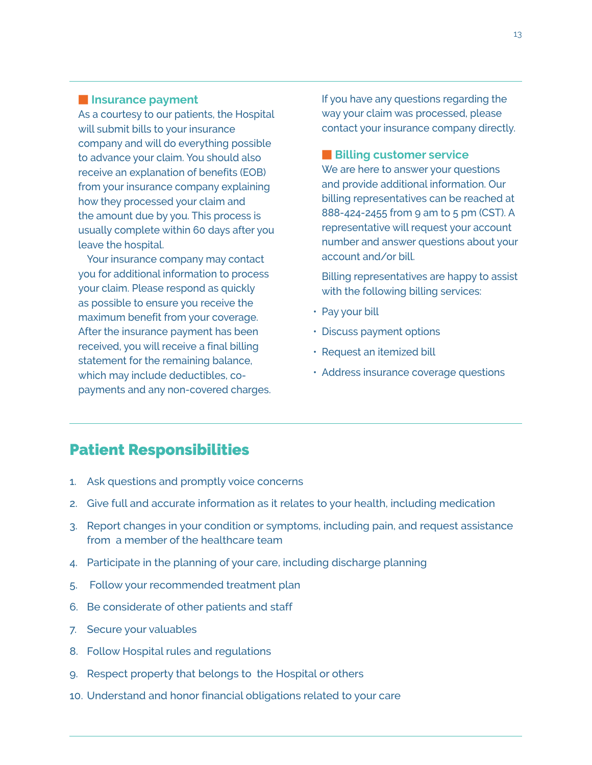### Insurance payment

As a courtesy to our patients, the Hospital will submit bills to your insurance company and will do everything possible to advance your claim. You should also receive an explanation of benefits (EOB) from your insurance company explaining how they processed your claim and the amount due by you. This process is usually complete within 60 days after you leave the hospital.

Your insurance company may contact you for additional information to process your claim. Please respond as quickly as possible to ensure you receive the maximum benefit from your coverage. After the insurance payment has been received, you will receive a final billing statement for the remaining balance, which may include deductibles, co-payments and any non-covered charges.

If you have any questions regarding the way your claim was processed, please contact your insurance company directly.

### Billing customer service

We are here to answer your questions and provide additional information. Our billing representatives can be reached at 888-424-2455 from 9 am to 5 pm (CST). A representative will request your account number and answer questions about your account and/or bill.

Billing representatives are happy to assist with the following billing services:

- Pay your bill
- Discuss payment options
- Request an itemized bill
- Address insurance coverage questions

## Patient Responsibilities

1. Ask questions and promptly voice concerns
2. Give full and accurate information as it relates to your health, including medication
3. Report changes in your condition or symptoms, including pain, and request assistance from a member of the healthcare team
4. Participate in the planning of your care, including discharge planning
5. Follow your recommended treatment plan
6. Be considerate of other patients and staff
7. Secure your valuables
8. Follow Hospital rules and regulations
9. Respect property that belongs to the Hospital or others
10. Understand and honor financial obligations related to your care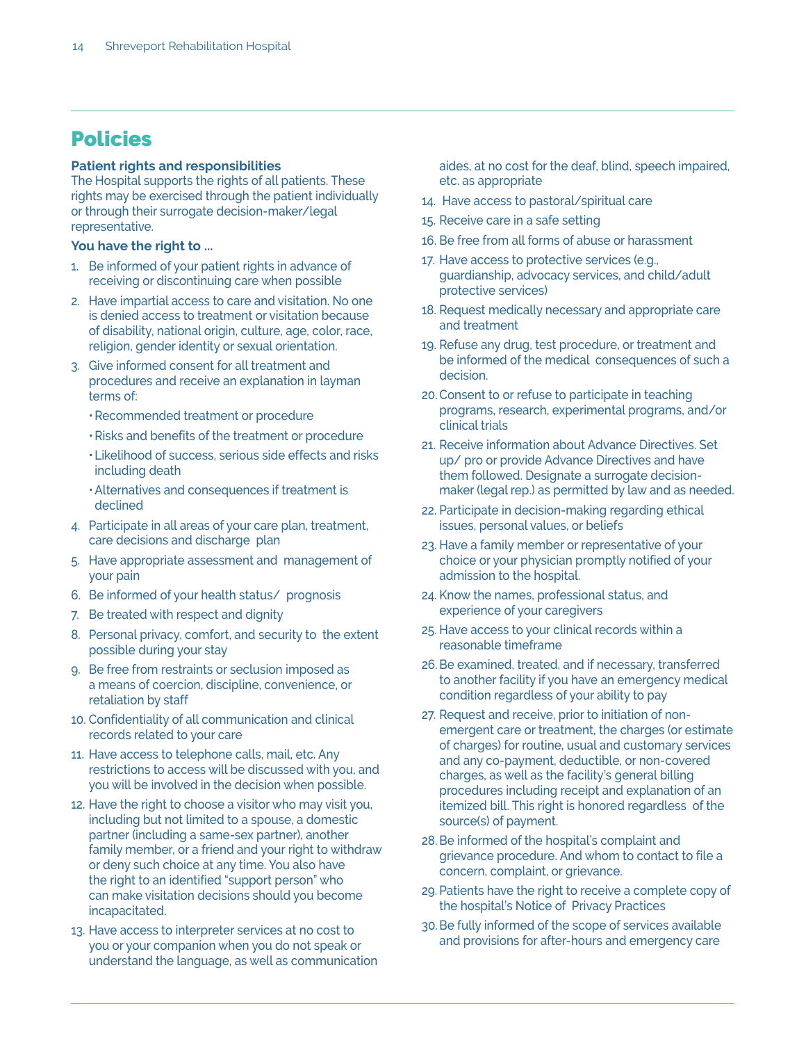# Policies

**Patient rights and responsibilities**
The Hospital supports the rights of all patients. These rights may be exercised through the patient individually or through their surrogate decision-maker/legal representative.

**You have the right to ...**

1. Be informed of your patient rights in advance of receiving or discontinuing care when possible
2. Have impartial access to care and visitation. No one is denied access to treatment or visitation because of disability, national origin, culture, age, color, race, religion, gender identity or sexual orientation.
3. Give informed consent for all treatment and procedures and receive an explanation in layman terms of:
   - Recommended treatment or procedure
   - Risks and benefits of the treatment or procedure
   - Likelihood of success, serious side effects and risks including death
   - Alternatives and consequences if treatment is declined
4. Participate in all areas of your care plan, treatment, care decisions and discharge plan
5. Have appropriate assessment and management of your pain
6. Be informed of your health status/ prognosis
7. Be treated with respect and dignity
8. Personal privacy, comfort, and security to the extent possible during your stay
9. Be free from restraints or seclusion imposed as a means of coercion, discipline, convenience, or retaliation by staff
10. Confidentiality of all communication and clinical records related to your care
11. Have access to telephone calls, mail, etc. Any restrictions to access will be discussed with you, and you will be involved in the decision when possible.
12. Have the right to choose a visitor who may visit you, including but not limited to a spouse, a domestic partner (including a same-sex partner), another family member, or a friend and your right to withdraw or deny such choice at any time. You also have the right to an identified "support person" who can make visitation decisions should you become incapacitated.
13. Have access to interpreter services at no cost to you or your companion when you do not speak or understand the language, as well as communication aides, at no cost for the deaf, blind, speech impaired, etc. as appropriate
14. Have access to pastoral/spiritual care
15. Receive care in a safe setting
16. Be free from all forms of abuse or harassment
17. Have access to protective services (e.g., guardianship, advocacy services, and child/adult protective services)
18. Request medically necessary and appropriate care and treatment
19. Refuse any drug, test procedure, or treatment and be informed of the medical consequences of such a decision.
20. Consent to or refuse to participate in teaching programs, research, experimental programs, and/or clinical trials
21. Receive information about Advance Directives. Set up/ pro or provide Advance Directives and have them followed. Designate a surrogate decision-maker (legal rep.) as permitted by law and as needed.
22. Participate in decision-making regarding ethical issues, personal values, or beliefs
23. Have a family member or representative of your choice or your physician promptly notified of your admission to the hospital.
24. Know the names, professional status, and experience of your caregivers
25. Have access to your clinical records within a reasonable timeframe
26. Be examined, treated, and if necessary, transferred to another facility if you have an emergency medical condition regardless of your ability to pay
27. Request and receive, prior to initiation of non-emergent care or treatment, the charges (or estimate of charges) for routine, usual and customary services and any co-payment, deductible, or non-covered charges, as well as the facility's general billing procedures including receipt and explanation of an itemized bill. This right is honored regardless of the source(s) of payment.
28. Be informed of the hospital's complaint and grievance procedure. And whom to contact to file a concern, complaint, or grievance.
29. Patients have the right to receive a complete copy of the hospital's Notice of Privacy Practices
30. Be fully informed of the scope of services available and provisions for after-hours and emergency care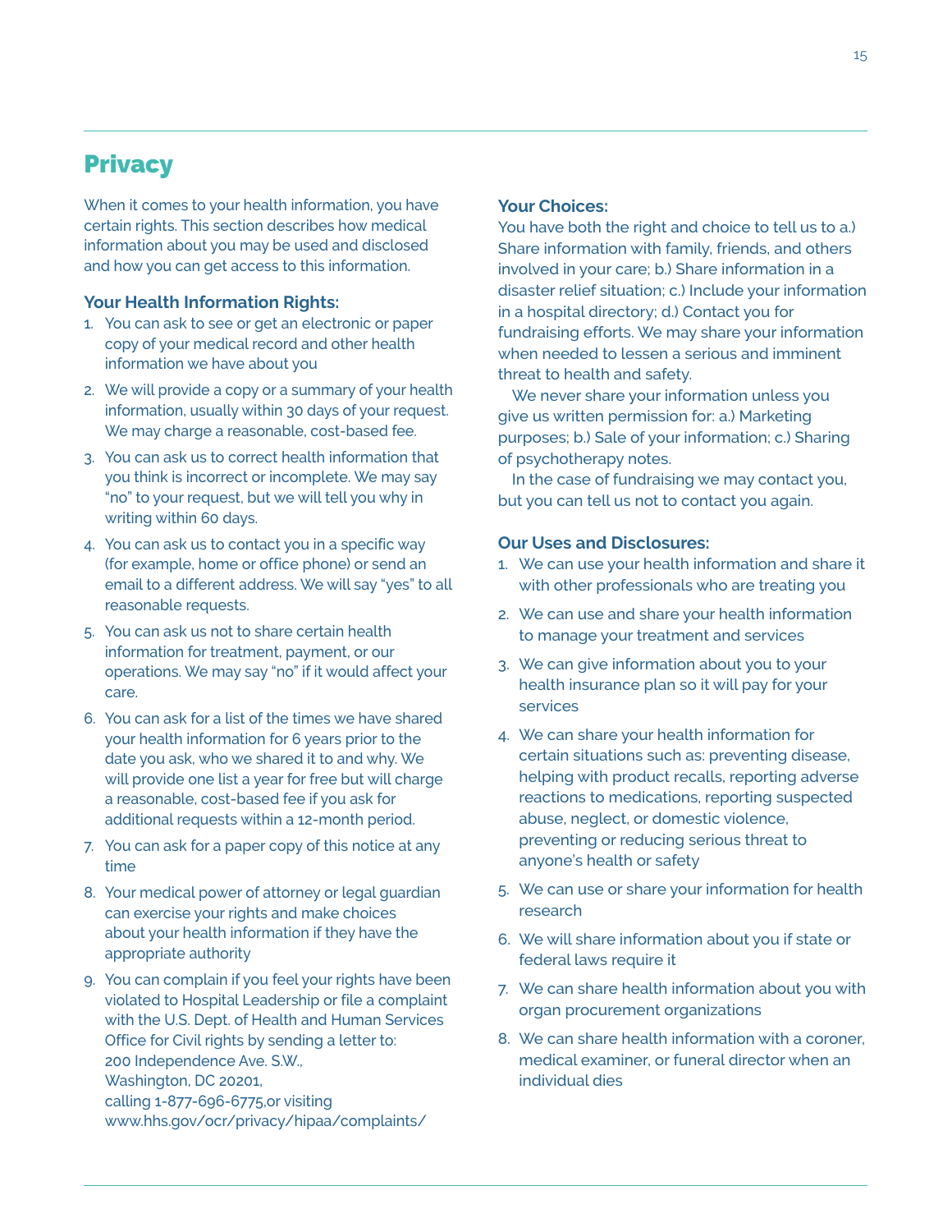## Privacy

When it comes to your health information, you have certain rights. This section describes how medical information about you may be used and disclosed and how you can get access to this information.

### Your Health Information Rights:

1. You can ask to see or get an electronic or paper copy of your medical record and other health information we have about you
2. We will provide a copy or a summary of your health information, usually within 30 days of your request. We may charge a reasonable, cost-based fee.
3. You can ask us to correct health information that you think is incorrect or incomplete. We may say "no" to your request, but we will tell you why in writing within 60 days.
4. You can ask us to contact you in a specific way (for example, home or office phone) or send an email to a different address. We will say "yes" to all reasonable requests.
5. You can ask us not to share certain health information for treatment, payment, or our operations. We may say "no" if it would affect your care.
6. You can ask for a list of the times we have shared your health information for 6 years prior to the date you ask, who we shared it to and why. We will provide one list a year for free but will charge a reasonable, cost-based fee if you ask for additional requests within a 12-month period.
7. You can ask for a paper copy of this notice at any time
8. Your medical power of attorney or legal guardian can exercise your rights and make choices about your health information if they have the appropriate authority
9. You can complain if you feel your rights have been violated to Hospital Leadership or file a complaint with the U.S. Dept. of Health and Human Services Office for Civil rights by sending a letter to:
   200 Independence Ave. S.W.,
   Washington, DC 20201,
   calling 1-877-696-6775,or visiting
   www.hhs.gov/ocr/privacy/hipaa/complaints/

### Your Choices:

You have both the right and choice to tell us to a.) Share information with family, friends, and others involved in your care; b.) Share information in a disaster relief situation; c.) Include your information in a hospital directory; d.) Contact you for fundraising efforts. We may share your information when needed to lessen a serious and imminent threat to health and safety.

We never share your information unless you give us written permission for: a.) Marketing purposes; b.) Sale of your information; c.) Sharing of psychotherapy notes.

In the case of fundraising we may contact you, but you can tell us not to contact you again.

### Our Uses and Disclosures:

1. We can use your health information and share it with other professionals who are treating you
2. We can use and share your health information to manage your treatment and services
3. We can give information about you to your health insurance plan so it will pay for your services
4. We can share your health information for certain situations such as: preventing disease, helping with product recalls, reporting adverse reactions to medications, reporting suspected abuse, neglect, or domestic violence, preventing or reducing serious threat to anyone's health or safety
5. We can use or share your information for health research
6. We will share information about you if state or federal laws require it
7. We can share health information about you with organ procurement organizations
8. We can share health information with a coroner, medical examiner, or funeral director when an individual dies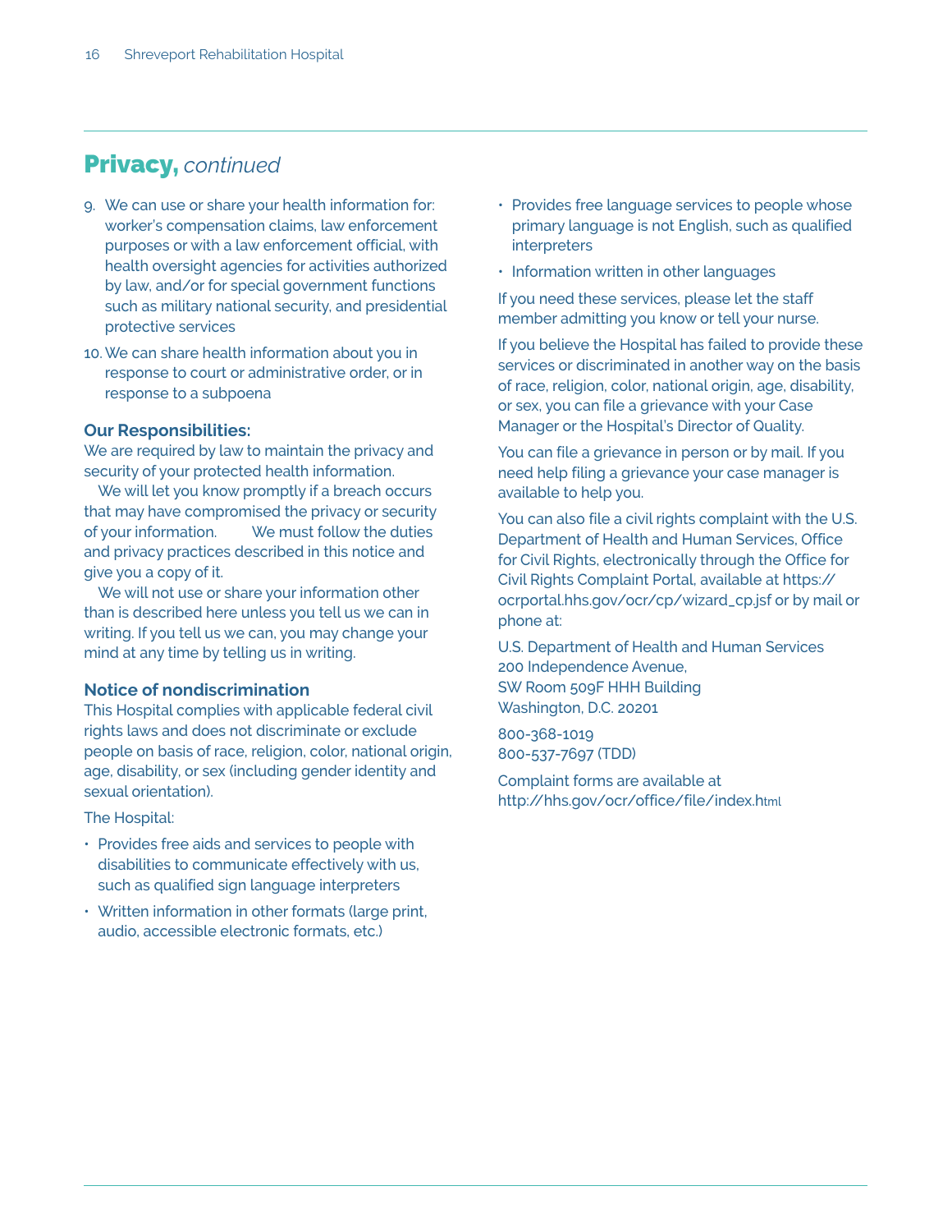## Privacy, *continued*

9. We can use or share your health information for: worker's compensation claims, law enforcement purposes or with a law enforcement official, with health oversight agencies for activities authorized by law, and/or for special government functions such as military national security, and presidential protective services
10. We can share health information about you in response to court or administrative order, or in response to a subpoena

### Our Responsibilities:

We are required by law to maintain the privacy and security of your protected health information.

We will let you know promptly if a breach occurs that may have compromised the privacy or security of your information. We must follow the duties and privacy practices described in this notice and give you a copy of it.

We will not use or share your information other than is described here unless you tell us we can in writing. If you tell us we can, you may change your mind at any time by telling us in writing.

### Notice of nondiscrimination

This Hospital complies with applicable federal civil rights laws and does not discriminate or exclude people on basis of race, religion, color, national origin, age, disability, or sex (including gender identity and sexual orientation).

The Hospital:

- Provides free aids and services to people with disabilities to communicate effectively with us, such as qualified sign language interpreters
- Written information in other formats (large print, audio, accessible electronic formats, etc.)
- Provides free language services to people whose primary language is not English, such as qualified interpreters
- Information written in other languages

If you need these services, please let the staff member admitting you know or tell your nurse.

If you believe the Hospital has failed to provide these services or discriminated in another way on the basis of race, religion, color, national origin, age, disability, or sex, you can file a grievance with your Case Manager or the Hospital's Director of Quality.

You can file a grievance in person or by mail. If you need help filing a grievance your case manager is available to help you.

You can also file a civil rights complaint with the U.S. Department of Health and Human Services, Office for Civil Rights, electronically through the Office for Civil Rights Complaint Portal, available at https://ocrportal.hhs.gov/ocr/cp/wizard_cp.jsf or by mail or phone at:

U.S. Department of Health and Human Services
200 Independence Avenue,
SW Room 509F HHH Building
Washington, D.C. 20201

800-368-1019
800-537-7697 (TDD)

Complaint forms are available at
http://hhs.gov/ocr/office/file/index.html